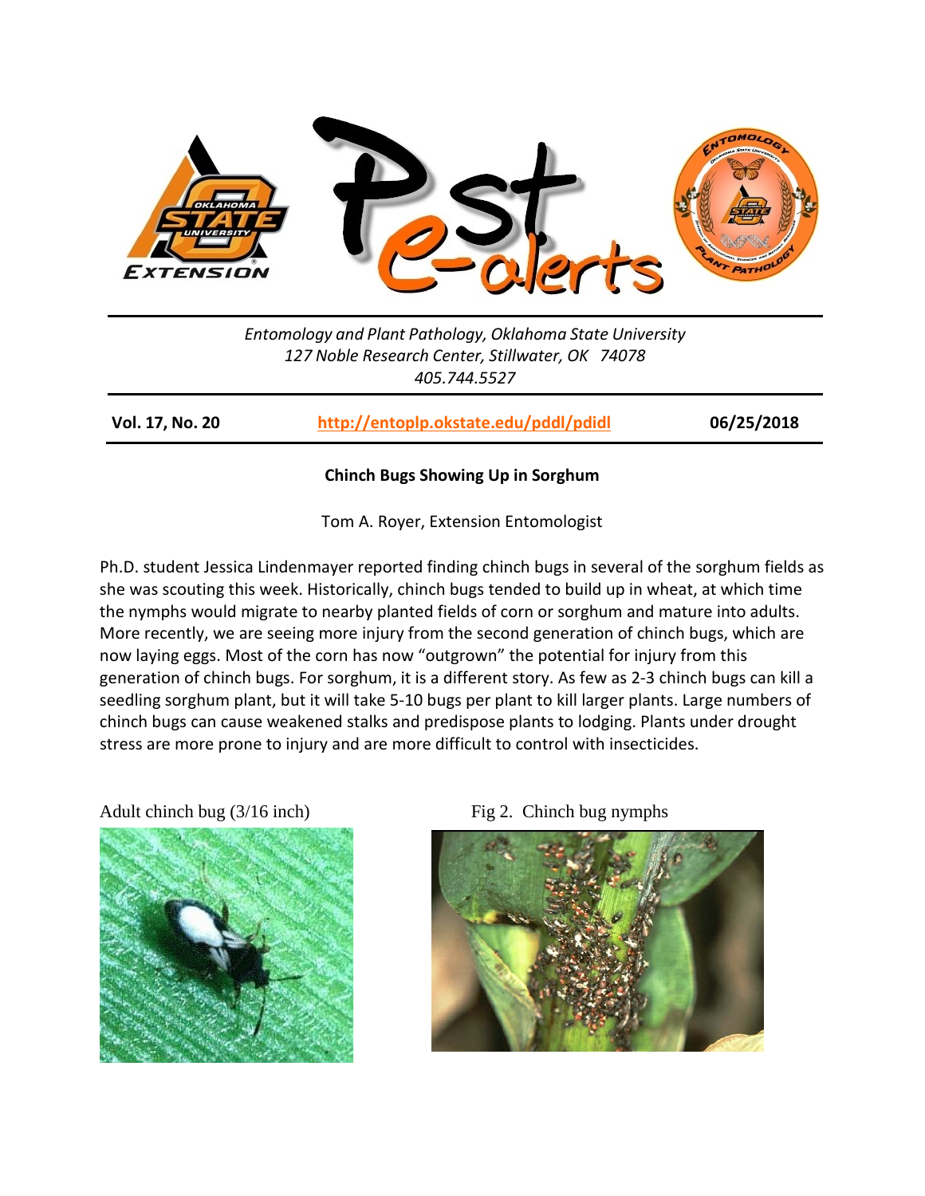Entomology and Plant Pathology, Oklahoma State University
127 Noble Research Center, Stillwater, OK 74078
405.744.5527

**Vol. 17, No. 20** | **http://entoplp.okstate.edu/pddl/pdidl** | **06/25/2018**

## Chinch Bugs Showing Up in Sorghum

Tom A. Royer, Extension Entomologist

Ph.D. student Jessica Lindenmayer reported finding chinch bugs in several of the sorghum fields as she was scouting this week. Historically, chinch bugs tended to build up in wheat, at which time the nymphs would migrate to nearby planted fields of corn or sorghum and mature into adults. More recently, we are seeing more injury from the second generation of chinch bugs, which are now laying eggs. Most of the corn has now "outgrown" the potential for injury from this generation of chinch bugs. For sorghum, it is a different story. As few as 2-3 chinch bugs can kill a seedling sorghum plant, but it will take 5-10 bugs per plant to kill larger plants. Large numbers of chinch bugs can cause weakened stalks and predispose plants to lodging. Plants under drought stress are more prone to injury and are more difficult to control with insecticides.

Adult chinch bug (3/16 inch)

Fig 2. Chinch bug nymphs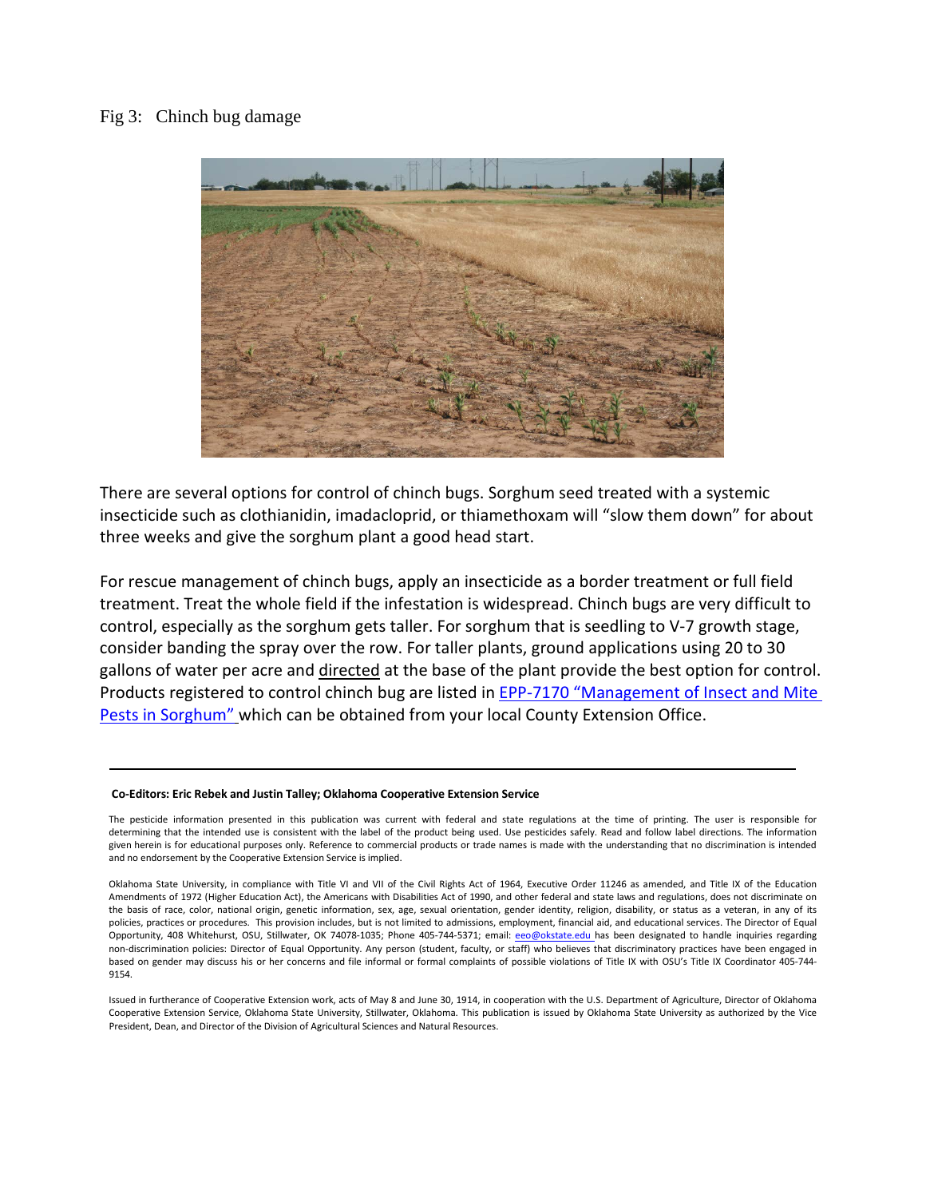Fig 3: Chinch bug damage

There are several options for control of chinch bugs. Sorghum seed treated with a systemic insecticide such as clothianidin, imadacloprid, or thiamethoxam will "slow them down" for about three weeks and give the sorghum plant a good head start.

For rescue management of chinch bugs, apply an insecticide as a border treatment or full field treatment. Treat the whole field if the infestation is widespread. Chinch bugs are very difficult to control, especially as the sorghum gets taller. For sorghum that is seedling to V-7 growth stage, consider banding the spray over the row. For taller plants, ground applications using 20 to 30 gallons of water per acre and directed at the base of the plant provide the best option for control. Products registered to control chinch bug are listed in [EPP-7170 "Management of Insect and Mite Pests in Sorghum"](EPP-7170) which can be obtained from your local County Extension Office.

---

**Co-Editors: Eric Rebek and Justin Talley; Oklahoma Cooperative Extension Service**

The pesticide information presented in this publication was current with federal and state regulations at the time of printing. The user is responsible for determining that the intended use is consistent with the label of the product being used. Use pesticides safely. Read and follow label directions. The information given herein is for educational purposes only. Reference to commercial products or trade names is made with the understanding that no discrimination is intended and no endorsement by the Cooperative Extension Service is implied.

Oklahoma State University, in compliance with Title VI and VII of the Civil Rights Act of 1964, Executive Order 11246 as amended, and Title IX of the Education Amendments of 1972 (Higher Education Act), the Americans with Disabilities Act of 1990, and other federal and state laws and regulations, does not discriminate on the basis of race, color, national origin, genetic information, sex, age, sexual orientation, gender identity, religion, disability, or status as a veteran, in any of its policies, practices or procedures. This provision includes, but is not limited to admissions, employment, financial aid, and educational services. The Director of Equal Opportunity, 408 Whitehurst, OSU, Stillwater, OK 74078-1035; Phone 405-744-5371; email: eeo@okstate.edu has been designated to handle inquiries regarding non-discrimination policies: Director of Equal Opportunity. Any person (student, faculty, or staff) who believes that discriminatory practices have been engaged in based on gender may discuss his or her concerns and file informal or formal complaints of possible violations of Title IX with OSU's Title IX Coordinator 405-744-9154.

Issued in furtherance of Cooperative Extension work, acts of May 8 and June 30, 1914, in cooperation with the U.S. Department of Agriculture, Director of Oklahoma Cooperative Extension Service, Oklahoma State University, Stillwater, Oklahoma. This publication is issued by Oklahoma State University as authorized by the Vice President, Dean, and Director of the Division of Agricultural Sciences and Natural Resources.